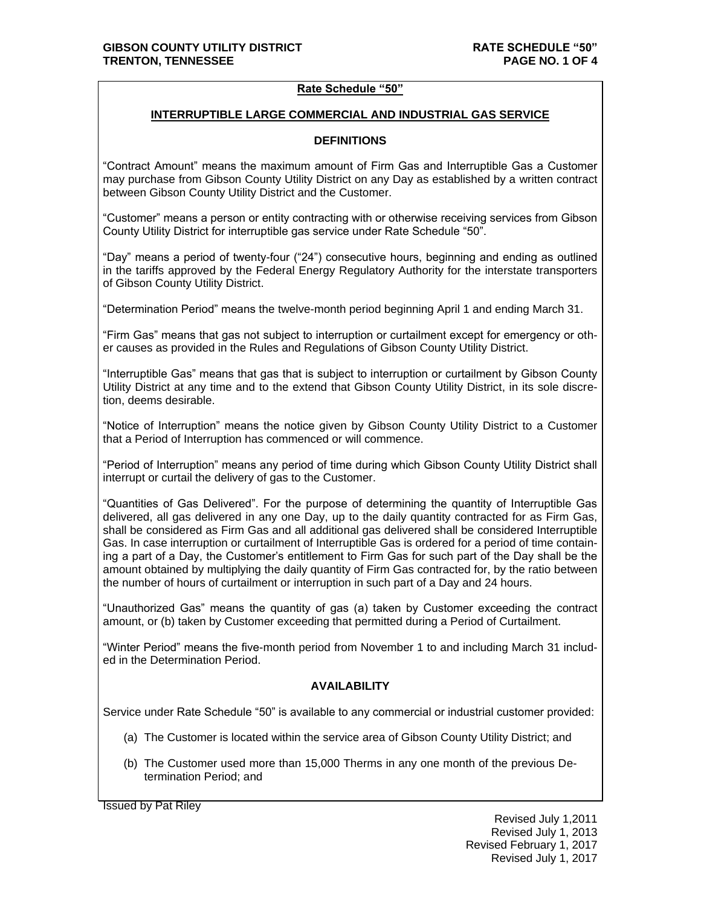## Rate Schedule "50"

## INTERRUPTIBLE LARGE COMMERCIAL AND INDUSTRIAL GAS SERVICE

### DEFINITIONS

"Contract Amount" means the maximum amount of Firm Gas and Interruptible Gas a Customer may purchase from Gibson County Utility District on any Day as established by a written contract between Gibson County Utility District and the Customer.

"Customer" means a person or entity contracting with or otherwise receiving services from Gibson County Utility District for interruptible gas service under Rate Schedule "50".

"Day" means a period of twenty-four ("24") consecutive hours, beginning and ending as outlined in the tariffs approved by the Federal Energy Regulatory Authority for the interstate transporters of Gibson County Utility District.

"Determination Period" means the twelve-month period beginning April 1 and ending March 31.

"Firm Gas" means that gas not subject to interruption or curtailment except for emergency or other causes as provided in the Rules and Regulations of Gibson County Utility District.

"Interruptible Gas" means that gas that is subject to interruption or curtailment by Gibson County Utility District at any time and to the extend that Gibson County Utility District, in its sole discretion, deems desirable.

"Notice of Interruption" means the notice given by Gibson County Utility District to a Customer that a Period of Interruption has commenced or will commence.

"Period of Interruption" means any period of time during which Gibson County Utility District shall interrupt or curtail the delivery of gas to the Customer.

"Quantities of Gas Delivered". For the purpose of determining the quantity of Interruptible Gas delivered, all gas delivered in any one Day, up to the daily quantity contracted for as Firm Gas, shall be considered as Firm Gas and all additional gas delivered shall be considered Interruptible Gas. In case interruption or curtailment of Interruptible Gas is ordered for a period of time containing a part of a Day, the Customer's entitlement to Firm Gas for such part of the Day shall be the amount obtained by multiplying the daily quantity of Firm Gas contracted for, by the ratio between the number of hours of curtailment or interruption in such part of a Day and 24 hours.

"Unauthorized Gas" means the quantity of gas (a) taken by Customer exceeding the contract amount, or (b) taken by Customer exceeding that permitted during a Period of Curtailment.

"Winter Period" means the five-month period from November 1 to and including March 31 included in the Determination Period.

### AVAILABILITY

Service under Rate Schedule "50" is available to any commercial or industrial customer provided:

(a) The Customer is located within the service area of Gibson County Utility District; and

(b) The Customer used more than 15,000 Therms in any one month of the previous Determination Period; and

Issued by Pat Riley

Revised July 1,2011
Revised July 1, 2013
Revised February 1, 2017
Revised July 1, 2017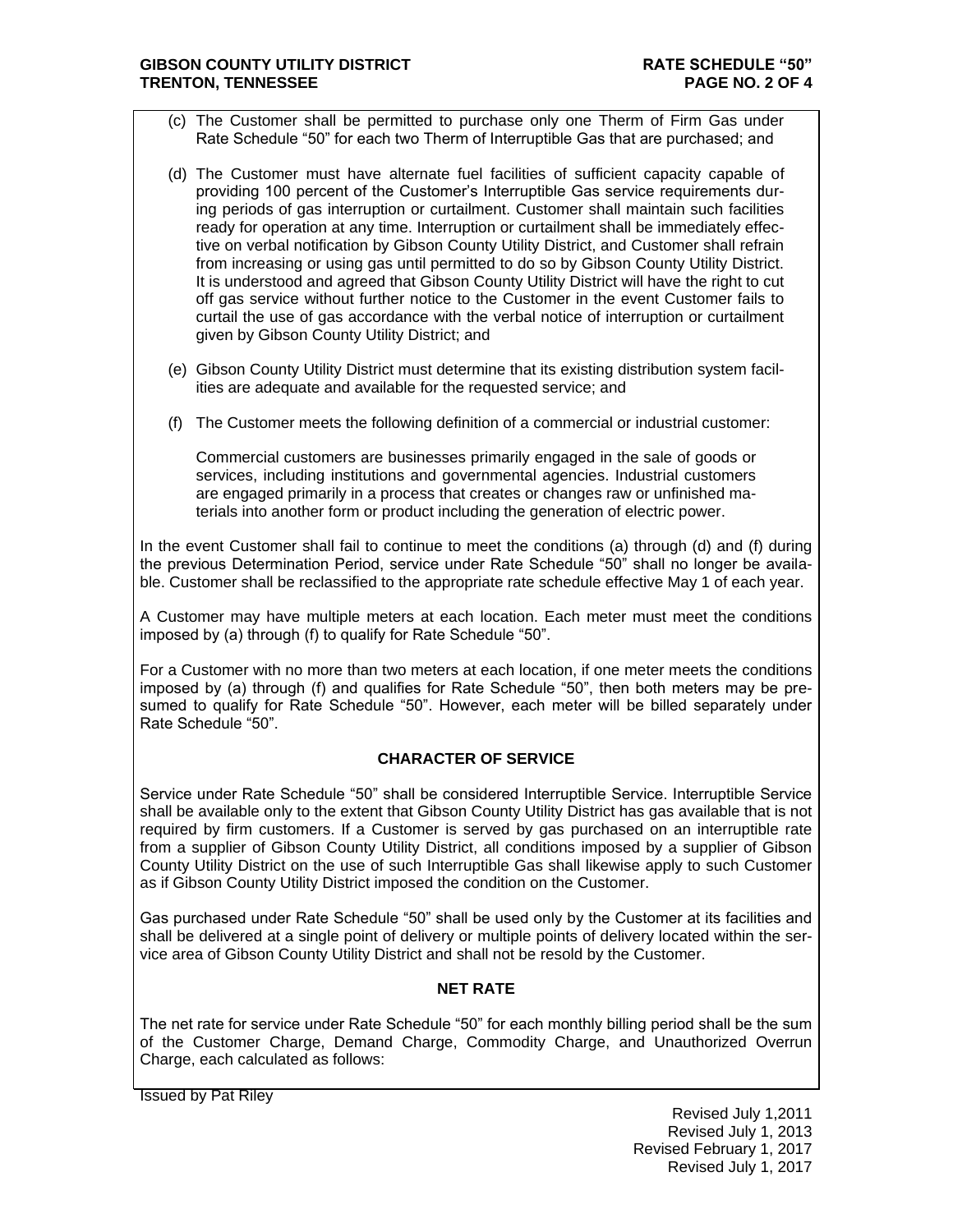(c) The Customer shall be permitted to purchase only one Therm of Firm Gas under Rate Schedule "50" for each two Therm of Interruptible Gas that are purchased; and

(d) The Customer must have alternate fuel facilities of sufficient capacity capable of providing 100 percent of the Customer's Interruptible Gas service requirements during periods of gas interruption or curtailment. Customer shall maintain such facilities ready for operation at any time. Interruption or curtailment shall be immediately effective on verbal notification by Gibson County Utility District, and Customer shall refrain from increasing or using gas until permitted to do so by Gibson County Utility District. It is understood and agreed that Gibson County Utility District will have the right to cut off gas service without further notice to the Customer in the event Customer fails to curtail the use of gas accordance with the verbal notice of interruption or curtailment given by Gibson County Utility District; and

(e) Gibson County Utility District must determine that its existing distribution system facilities are adequate and available for the requested service; and

(f) The Customer meets the following definition of a commercial or industrial customer:

Commercial customers are businesses primarily engaged in the sale of goods or services, including institutions and governmental agencies. Industrial customers are engaged primarily in a process that creates or changes raw or unfinished materials into another form or product including the generation of electric power.

In the event Customer shall fail to continue to meet the conditions (a) through (d) and (f) during the previous Determination Period, service under Rate Schedule "50" shall no longer be available. Customer shall be reclassified to the appropriate rate schedule effective May 1 of each year.

A Customer may have multiple meters at each location. Each meter must meet the conditions imposed by (a) through (f) to qualify for Rate Schedule "50".

For a Customer with no more than two meters at each location, if one meter meets the conditions imposed by (a) through (f) and qualifies for Rate Schedule "50", then both meters may be presumed to qualify for Rate Schedule "50". However, each meter will be billed separately under Rate Schedule "50".

## CHARACTER OF SERVICE

Service under Rate Schedule "50" shall be considered Interruptible Service. Interruptible Service shall be available only to the extent that Gibson County Utility District has gas available that is not required by firm customers. If a Customer is served by gas purchased on an interruptible rate from a supplier of Gibson County Utility District, all conditions imposed by a supplier of Gibson County Utility District on the use of such Interruptible Gas shall likewise apply to such Customer as if Gibson County Utility District imposed the condition on the Customer.

Gas purchased under Rate Schedule "50" shall be used only by the Customer at its facilities and shall be delivered at a single point of delivery or multiple points of delivery located within the service area of Gibson County Utility District and shall not be resold by the Customer.

## NET RATE

The net rate for service under Rate Schedule "50" for each monthly billing period shall be the sum of the Customer Charge, Demand Charge, Commodity Charge, and Unauthorized Overrun Charge, each calculated as follows:

Issued by Pat Riley

Revised July 1,2011
Revised July 1, 2013
Revised February 1, 2017
Revised July 1, 2017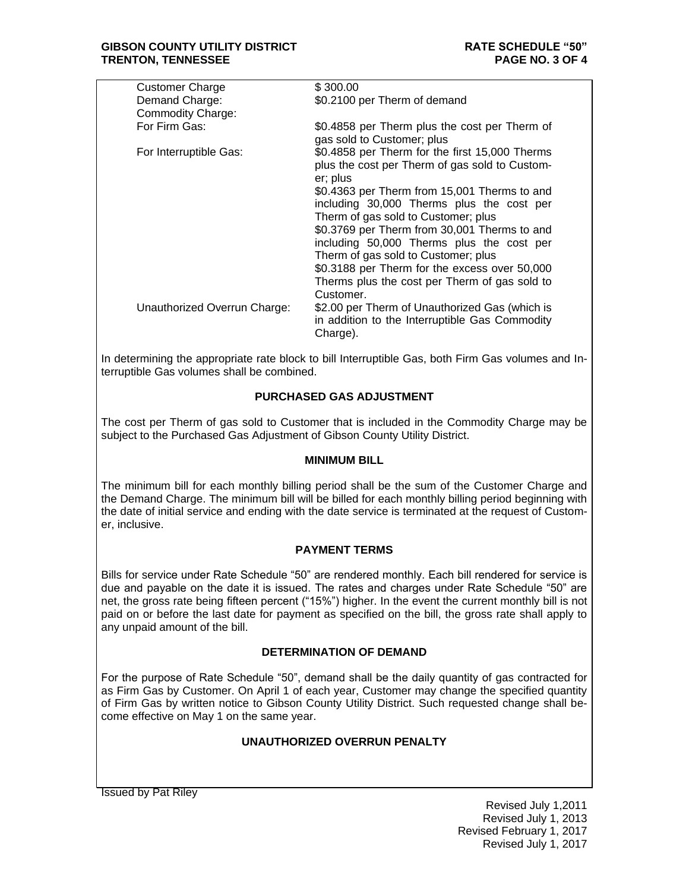| | |
|---|---|
| Customer Charge | $ 300.00 |
| Demand Charge: | $0.2100 per Therm of demand |
| Commodity Charge: | |
| For Firm Gas: | $0.4858 per Therm plus the cost per Therm of gas sold to Customer; plus |
| For Interruptible Gas: | $0.4858 per Therm for the first 15,000 Therms plus the cost per Therm of gas sold to Customer; plus<br>$0.4363 per Therm from 15,001 Therms to and including 30,000 Therms plus the cost per Therm of gas sold to Customer; plus<br>$0.3769 per Therm from 30,001 Therms to and including 50,000 Therms plus the cost per Therm of gas sold to Customer; plus<br>$0.3188 per Therm for the excess over 50,000 Therms plus the cost per Therm of gas sold to Customer. |
| Unauthorized Overrun Charge: | $2.00 per Therm of Unauthorized Gas (which is in addition to the Interruptible Gas Commodity Charge). |

In determining the appropriate rate block to bill Interruptible Gas, both Firm Gas volumes and Interruptible Gas volumes shall be combined.

## PURCHASED GAS ADJUSTMENT

The cost per Therm of gas sold to Customer that is included in the Commodity Charge may be subject to the Purchased Gas Adjustment of Gibson County Utility District.

## MINIMUM BILL

The minimum bill for each monthly billing period shall be the sum of the Customer Charge and the Demand Charge. The minimum bill will be billed for each monthly billing period beginning with the date of initial service and ending with the date service is terminated at the request of Customer, inclusive.

## PAYMENT TERMS

Bills for service under Rate Schedule "50" are rendered monthly. Each bill rendered for service is due and payable on the date it is issued. The rates and charges under Rate Schedule "50" are net, the gross rate being fifteen percent ("15%") higher. In the event the current monthly bill is not paid on or before the last date for payment as specified on the bill, the gross rate shall apply to any unpaid amount of the bill.

## DETERMINATION OF DEMAND

For the purpose of Rate Schedule "50", demand shall be the daily quantity of gas contracted for as Firm Gas by Customer. On April 1 of each year, Customer may change the specified quantity of Firm Gas by written notice to Gibson County Utility District. Such requested change shall become effective on May 1 on the same year.

## UNAUTHORIZED OVERRUN PENALTY

Issued by Pat Riley

Revised July 1,2011
Revised July 1, 2013
Revised February 1, 2017
Revised July 1, 2017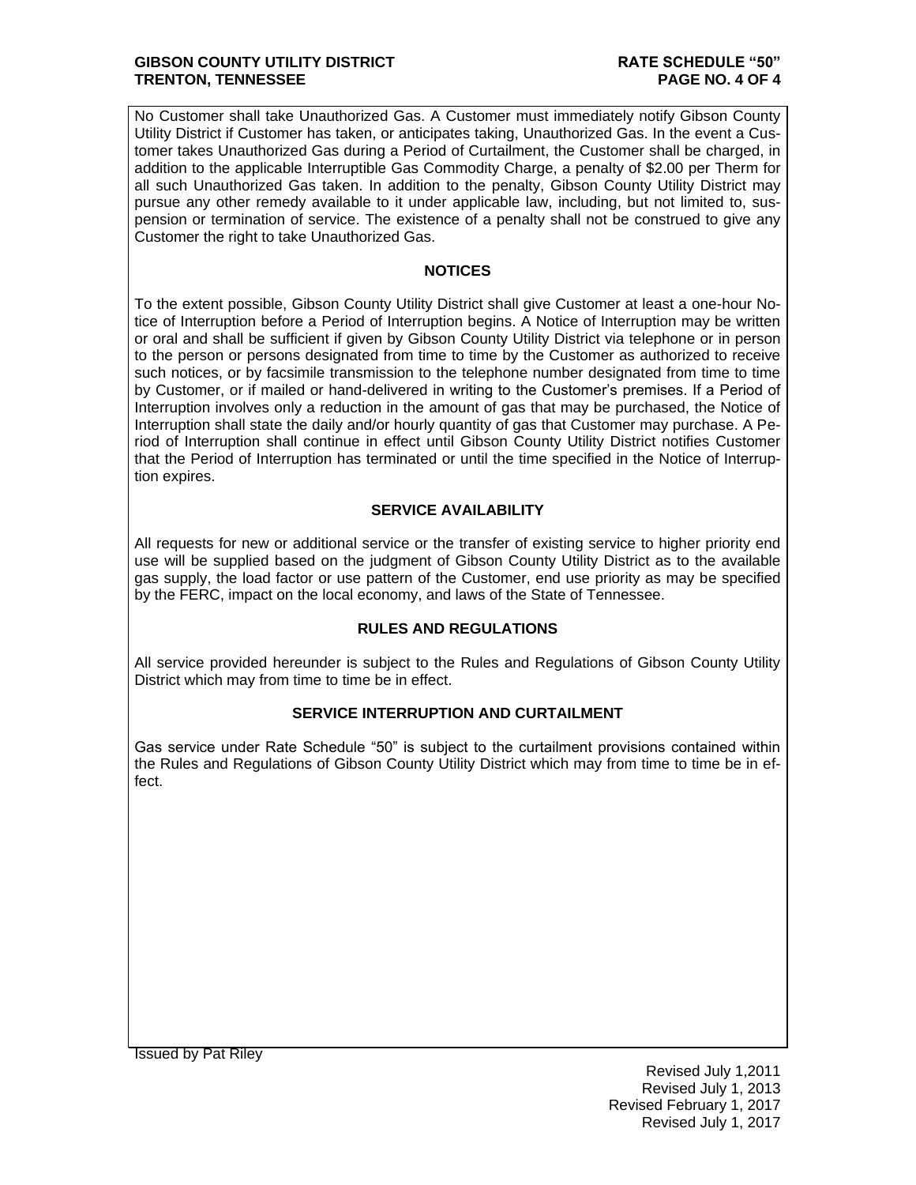No Customer shall take Unauthorized Gas. A Customer must immediately notify Gibson County Utility District if Customer has taken, or anticipates taking, Unauthorized Gas. In the event a Customer takes Unauthorized Gas during a Period of Curtailment, the Customer shall be charged, in addition to the applicable Interruptible Gas Commodity Charge, a penalty of $2.00 per Therm for all such Unauthorized Gas taken. In addition to the penalty, Gibson County Utility District may pursue any other remedy available to it under applicable law, including, but not limited to, suspension or termination of service. The existence of a penalty shall not be construed to give any Customer the right to take Unauthorized Gas.

## NOTICES

To the extent possible, Gibson County Utility District shall give Customer at least a one-hour Notice of Interruption before a Period of Interruption begins. A Notice of Interruption may be written or oral and shall be sufficient if given by Gibson County Utility District via telephone or in person to the person or persons designated from time to time by the Customer as authorized to receive such notices, or by facsimile transmission to the telephone number designated from time to time by Customer, or if mailed or hand-delivered in writing to the Customer's premises. If a Period of Interruption involves only a reduction in the amount of gas that may be purchased, the Notice of Interruption shall state the daily and/or hourly quantity of gas that Customer may purchase. A Period of Interruption shall continue in effect until Gibson County Utility District notifies Customer that the Period of Interruption has terminated or until the time specified in the Notice of Interruption expires.

## SERVICE AVAILABILITY

All requests for new or additional service or the transfer of existing service to higher priority end use will be supplied based on the judgment of Gibson County Utility District as to the available gas supply, the load factor or use pattern of the Customer, end use priority as may be specified by the FERC, impact on the local economy, and laws of the State of Tennessee.

## RULES AND REGULATIONS

All service provided hereunder is subject to the Rules and Regulations of Gibson County Utility District which may from time to time be in effect.

## SERVICE INTERRUPTION AND CURTAILMENT

Gas service under Rate Schedule "50" is subject to the curtailment provisions contained within the Rules and Regulations of Gibson County Utility District which may from time to time be in effect.

Issued by Pat Riley

Revised July 1,2011
Revised July 1, 2013
Revised February 1, 2017
Revised July 1, 2017